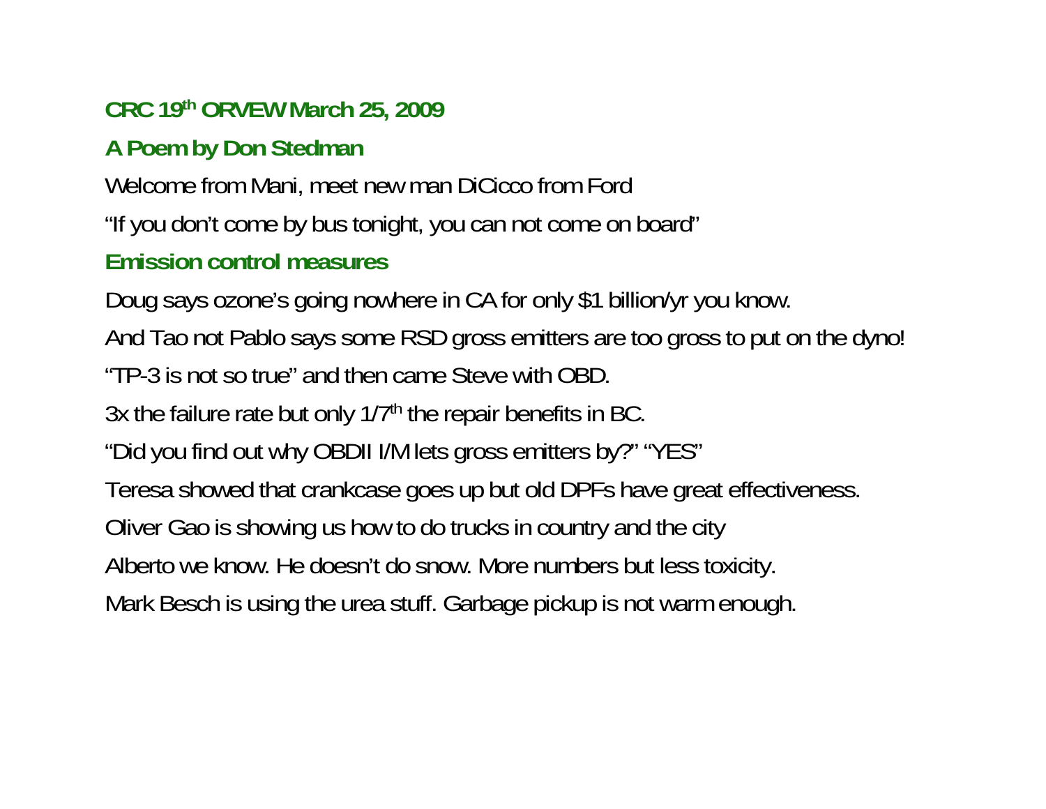**CRC 19th ORVEW March 25, 2009**

**A Poem by Don Stedman**

Welcome from Mani, meet new man DiCicco from Ford

"If you don't come by bus tonight, you can not come on board"

**Emission control measures**

Doug says ozone's going nowhere in CA for only $1 billion/yr you know.

And Tao not Pablo says some RSD gross emitters are too gross to put on the dyno!

"TP-3 is not so true" and then came Steve with OBD.

3x the failure rate but only 1/7th the repair benefits in BC.

"Did you find out why OBDII I/M lets gross emitters by?" "YES"

Teresa showed that crankcase goes up but old DPFs have great effectiveness.

Oliver Gao is showing us how to do trucks in country and the city

Alberto we know. He doesn't do snow. More numbers but less toxicity.

Mark Besch is using the urea stuff. Garbage pickup is not warm enough.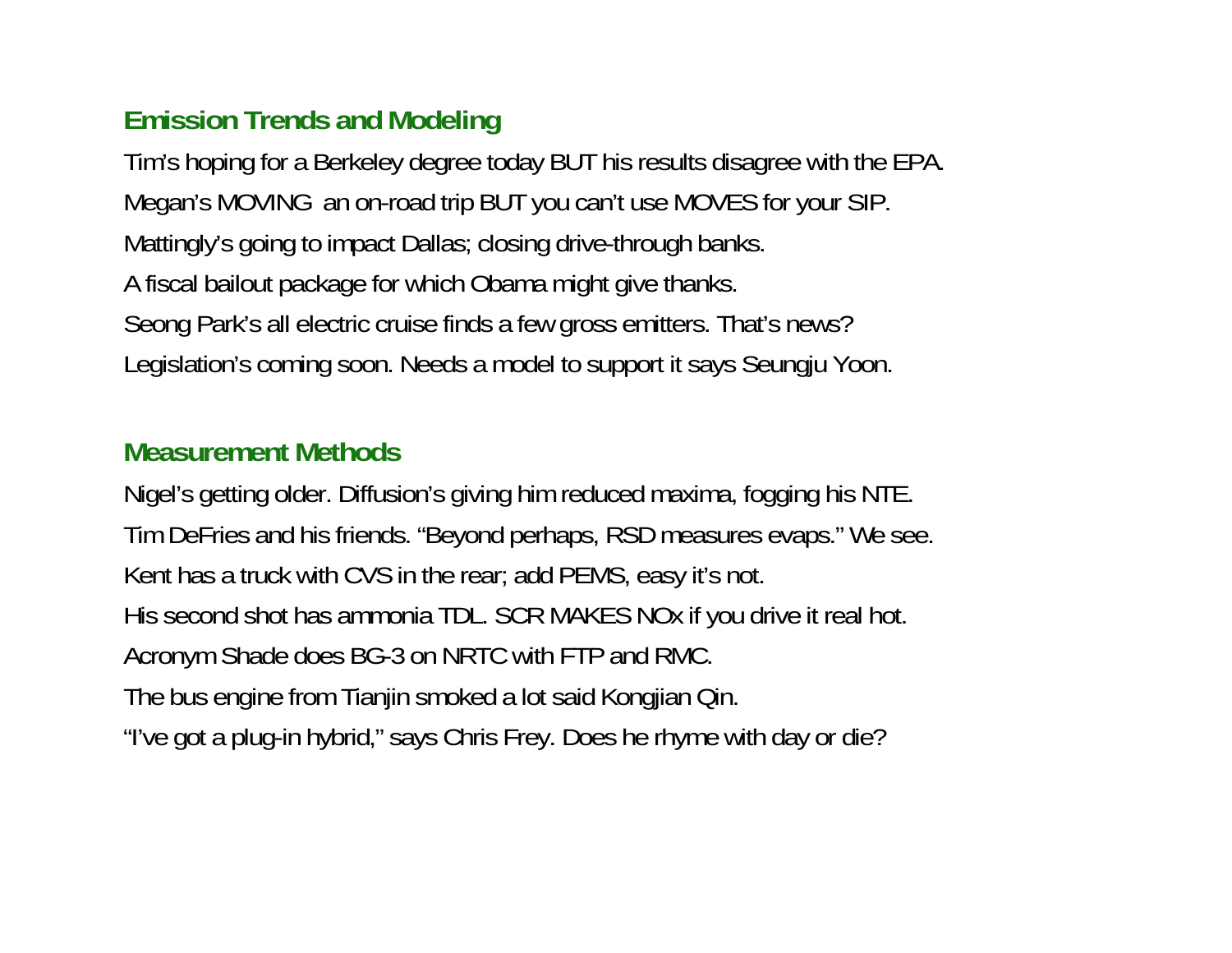## Emission Trends and Modeling

Tim's hoping for a Berkeley degree today BUT his results disagree with the EPA.

Megan's MOVING  an on-road trip BUT you can't use MOVES for your SIP.

Mattingly's going to impact Dallas; closing drive-through banks.

A fiscal bailout package for which Obama might give thanks.

Seong Park's all electric cruise finds a few gross emitters. That's news?

Legislation's coming soon. Needs a model to support it says Seungju Yoon.

## Measurement Methods

Nigel's getting older. Diffusion's giving him reduced maxima, fogging his NTE.

Tim DeFries and his friends. "Beyond perhaps, RSD measures evaps." We see.

Kent has a truck with CVS in the rear; add PEMS, easy it's not.

His second shot has ammonia TDL. SCR MAKES NOx if you drive it real hot.

Acronym Shade does BG-3 on NRTC with FTP and RMC.

The bus engine from Tianjin smoked a lot said Kongjian Qin.

"I've got a plug-in hybrid," says Chris Frey. Does he rhyme with day or die?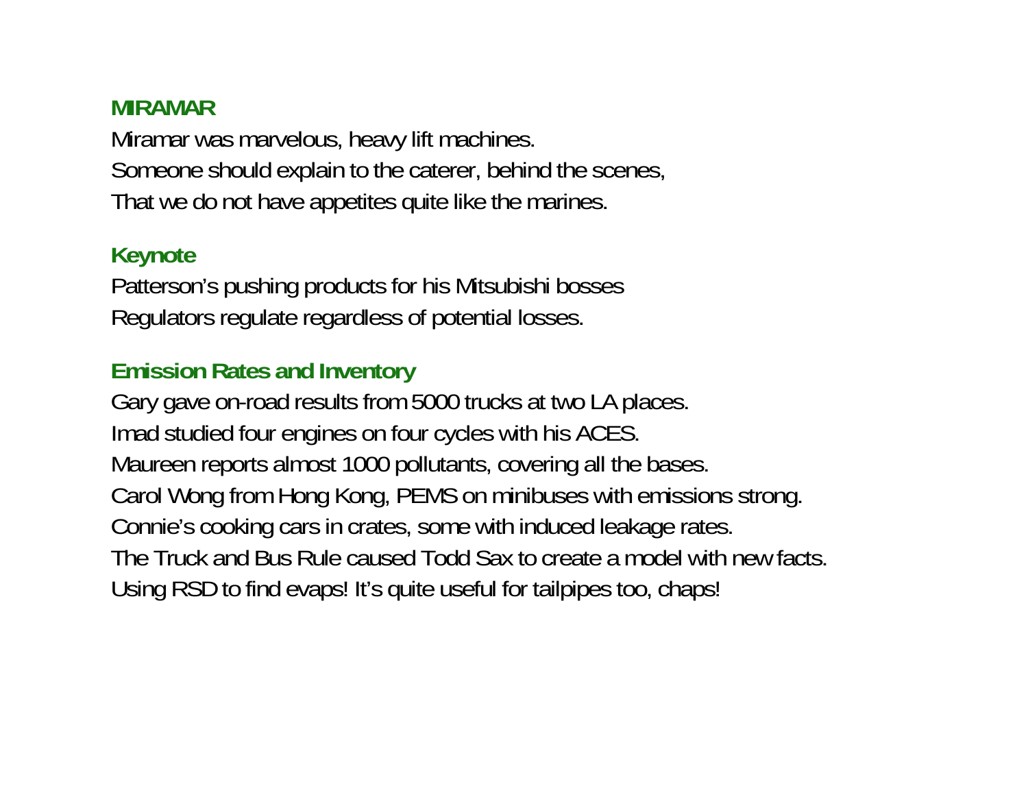## MIRAMAR

Miramar was marvelous, heavy lift machines.
Someone should explain to the caterer, behind the scenes,
That we do not have appetites quite like the marines.

## Keynote

Patterson's pushing products for his Mitsubishi bosses
Regulators regulate regardless of potential losses.

## Emission Rates and Inventory

Gary gave on-road results from 5000 trucks at two LA places.
Imad studied four engines on four cycles with his ACES.
Maureen reports almost 1000 pollutants, covering all the bases.
Carol Wong from Hong Kong, PEMS on minibuses with emissions strong.
Connie's cooking cars in crates, some with induced leakage rates.
The Truck and Bus Rule caused Todd Sax to create a model with new facts.
Using RSD to find evaps! It's quite useful for tailpipes too, chaps!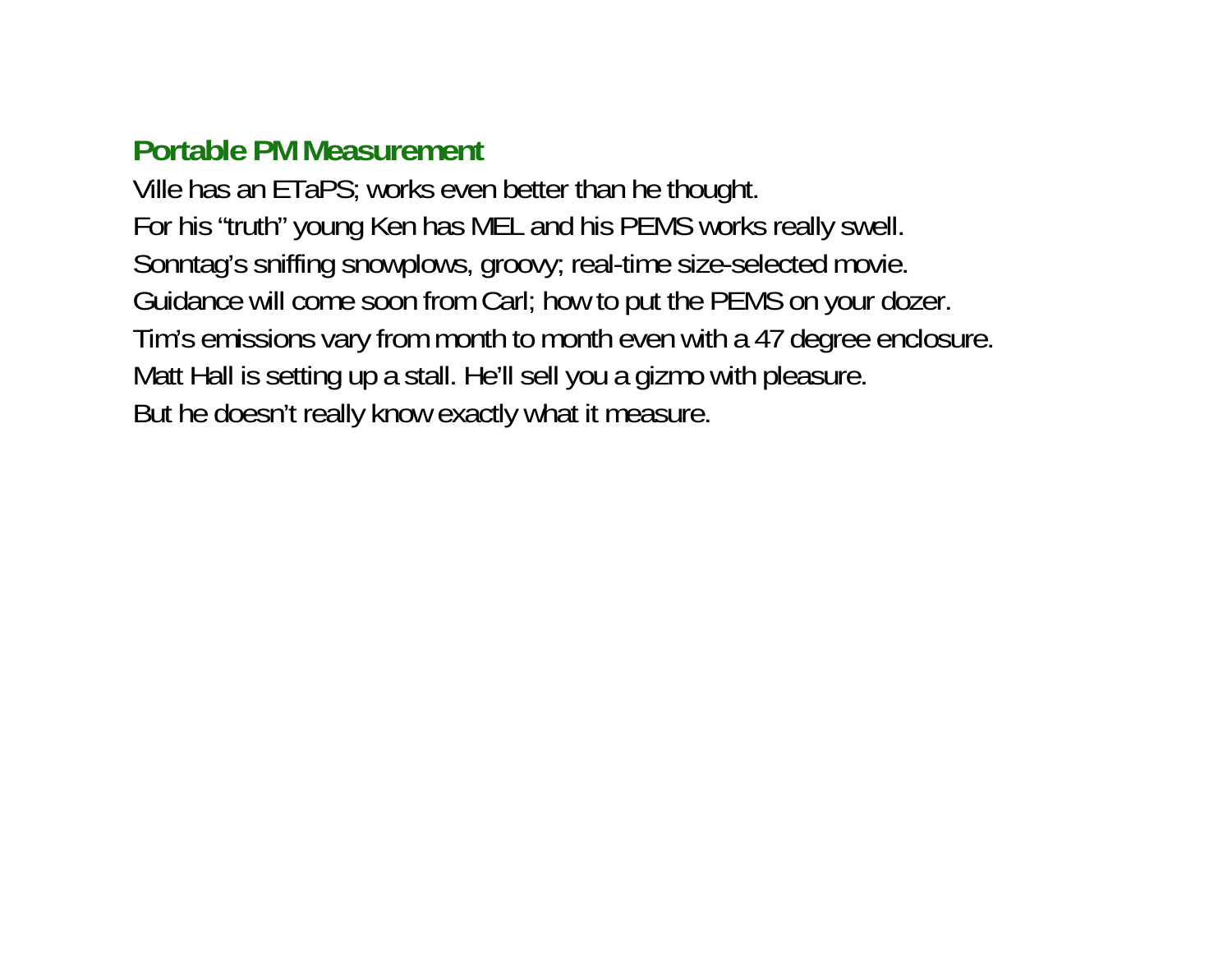## Portable PM Measurement

Ville has an ETaPS; works even better than he thought.
For his “truth” young Ken has MEL and his PEMS works really swell.
Sonntag’s sniffing snowplows, groovy; real-time size-selected movie.
Guidance will come soon from Carl; how to put the PEMS on your dozer.
Tim’s emissions vary from month to month even with a 47 degree enclosure.
Matt Hall is setting up a stall. He’ll sell you a gizmo with pleasure.
But he doesn’t really know exactly what it measure.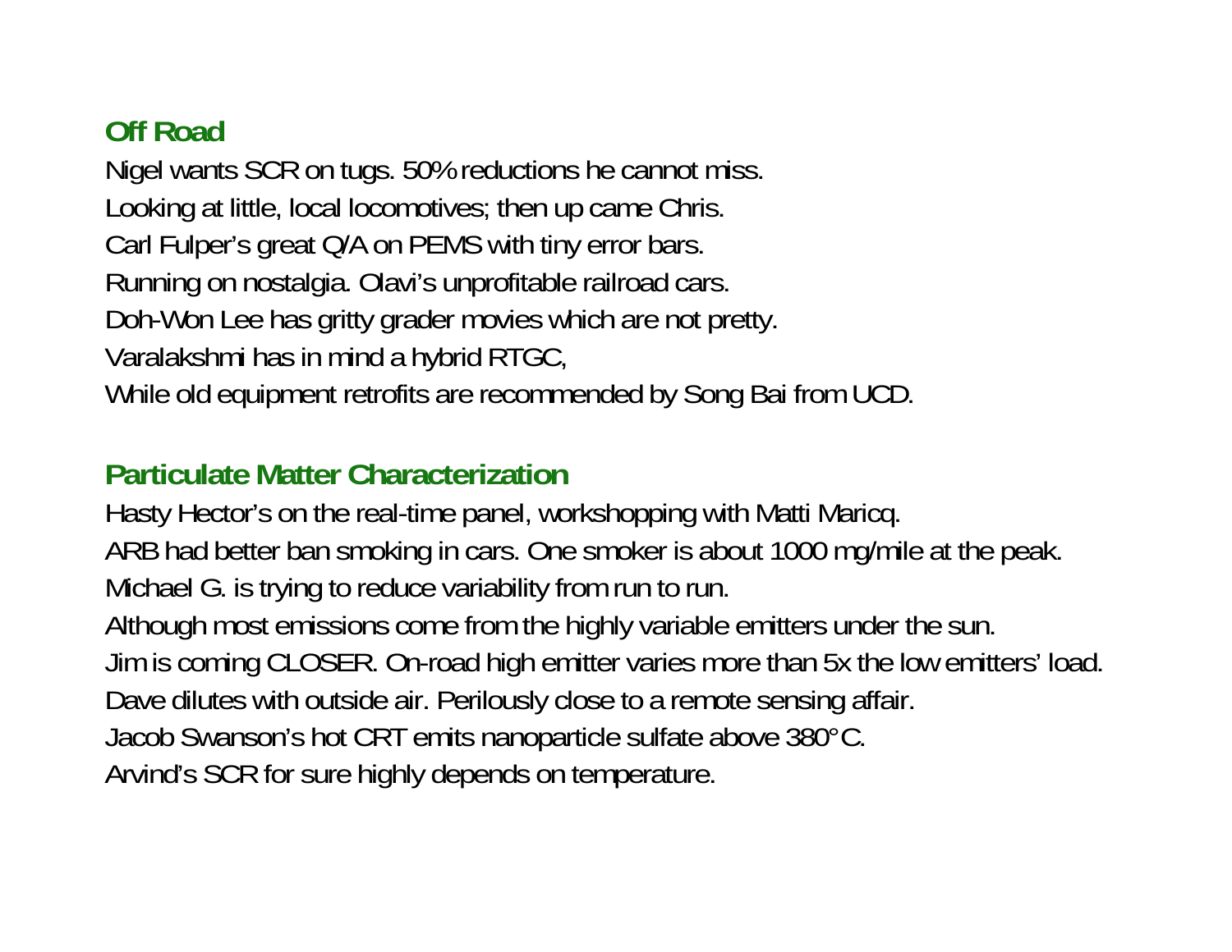## Off Road

Nigel wants SCR on tugs. 50% reductions he cannot miss.
Looking at little, local locomotives; then up came Chris.
Carl Fulper's great Q/A on PEMS with tiny error bars.
Running on nostalgia. Olavi's unprofitable railroad cars.
Doh-Won Lee has gritty grader movies which are not pretty.
Varalakshmi has in mind a hybrid RTGC,
While old equipment retrofits are recommended by Song Bai from UCD.

## Particulate Matter Characterization

Hasty Hector's on the real-time panel, workshopping with Matti Maricq.
ARB had better ban smoking in cars. One smoker is about 1000 mg/mile at the peak.
Michael G. is trying to reduce variability from run to run.
Although most emissions come from the highly variable emitters under the sun.
Jim is coming CLOSER. On-road high emitter varies more than 5x the low emitters' load.
Dave dilutes with outside air. Perilously close to a remote sensing affair.
Jacob Swanson's hot CRT emits nanoparticle sulfate above 380°C.
Arvind's SCR for sure highly depends on temperature.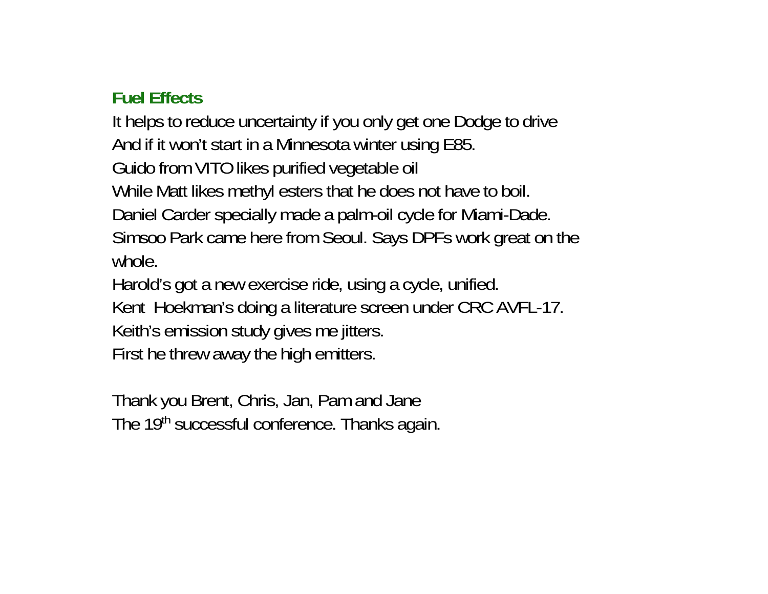## Fuel Effects

It helps to reduce uncertainty if you only get one Dodge to drive
And if it won't start in a Minnesota winter using E85.
Guido from VITO likes purified vegetable oil
While Matt likes methyl esters that he does not have to boil.
Daniel Carder specially made a palm-oil cycle for Miami-Dade.
Simsoo Park came here from Seoul. Says DPFs work great on the whole.
Harold's got a new exercise ride, using a cycle, unified.
Kent Hoekman's doing a literature screen under CRC AVFL-17.
Keith's emission study gives me jitters.
First he threw away the high emitters.

Thank you Brent, Chris, Jan, Pam and Jane
The 19th successful conference. Thanks again.